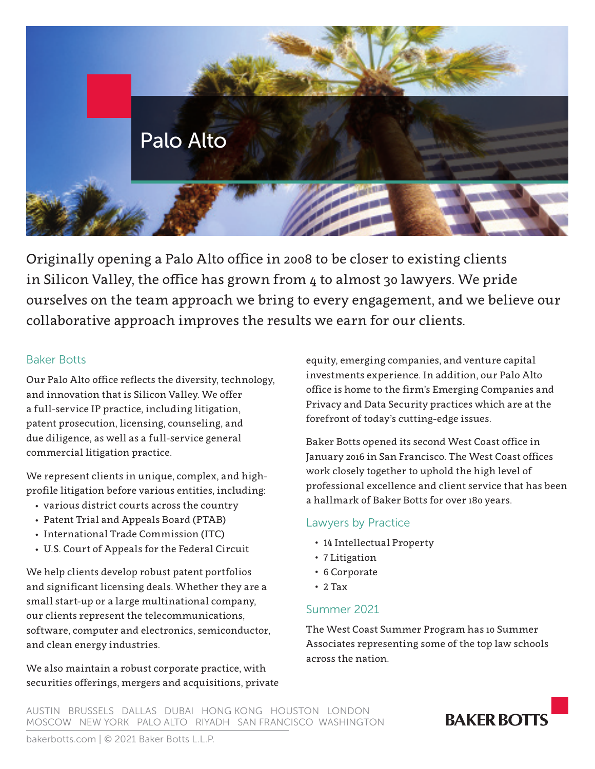# Palo Alto

Originally opening a Palo Alto office in 2008 to be closer to existing clients in Silicon Valley, the office has grown from 4 to almost 30 lawyers. We pride ourselves on the team approach we bring to every engagement, and we believe our collaborative approach improves the results we earn for our clients.

## Baker Botts

Our Palo Alto office reflects the diversity, technology, and innovation that is Silicon Valley. We offer a full-service IP practice, including litigation, patent prosecution, licensing, counseling, and due diligence, as well as a full-service general commercial litigation practice.

We represent clients in unique, complex, and high-profile litigation before various entities, including:

- various district courts across the country
- Patent Trial and Appeals Board (PTAB)
- International Trade Commission (ITC)
- U.S. Court of Appeals for the Federal Circuit

We help clients develop robust patent portfolios and significant licensing deals. Whether they are a small start-up or a large multinational company, our clients represent the telecommunications, software, computer and electronics, semiconductor, and clean energy industries.

We also maintain a robust corporate practice, with securities offerings, mergers and acquisitions, private equity, emerging companies, and venture capital investments experience. In addition, our Palo Alto office is home to the firm's Emerging Companies and Privacy and Data Security practices which are at the forefront of today's cutting-edge issues.

Baker Botts opened its second West Coast office in January 2016 in San Francisco. The West Coast offices work closely together to uphold the high level of professional excellence and client service that has been a hallmark of Baker Botts for over 180 years.

## Lawyers by Practice

- 14 Intellectual Property
- 7 Litigation
- 6 Corporate
- 2 Tax

## Summer 2021

The West Coast Summer Program has 10 Summer Associates representing some of the top law schools across the nation.

AUSTIN BRUSSELS DALLAS DUBAI HONG KONG HOUSTON LONDON MOSCOW NEW YORK PALO ALTO RIYADH SAN FRANCISCO WASHINGTON

bakerbotts.com | © 2021 Baker Botts L.L.P.

BAKER BOTTS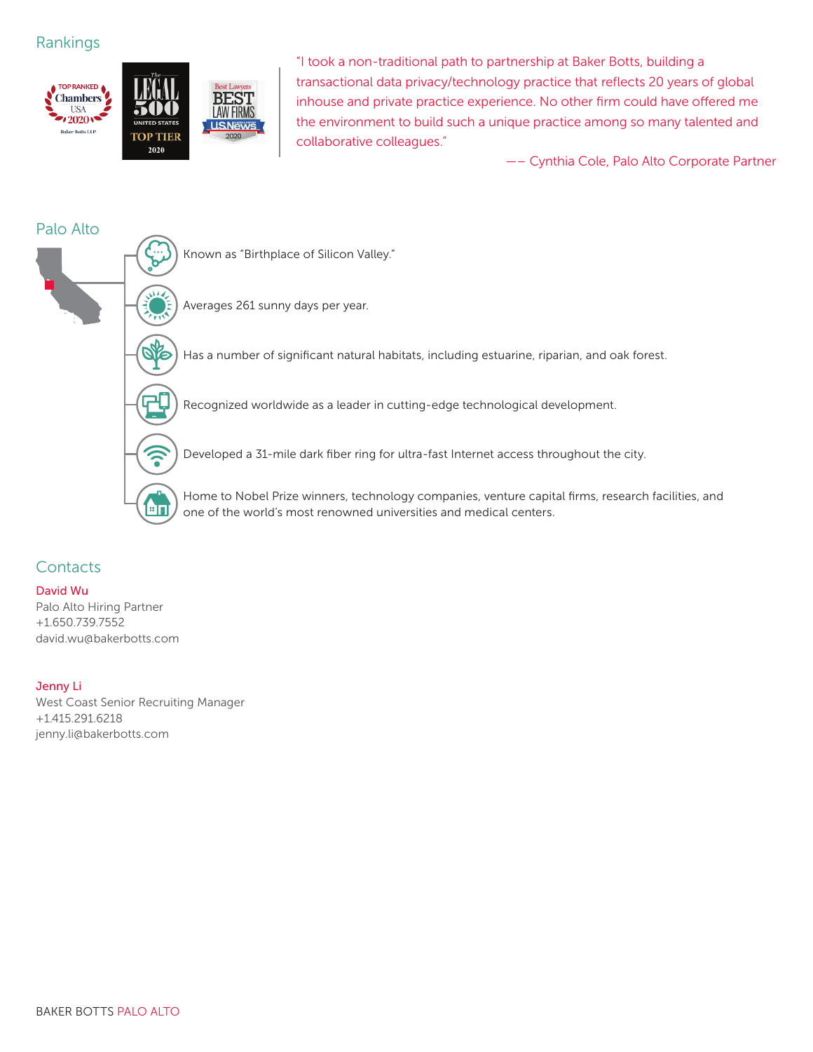## Rankings

> "I took a non-traditional path to partnership at Baker Botts, building a transactional data privacy/technology practice that reflects 20 years of global inhouse and private practice experience. No other firm could have offered me the environment to build such a unique practice among so many talented and collaborative colleagues."
>
> —— Cynthia Cole, Palo Alto Corporate Partner

## Palo Alto

- Known as "Birthplace of Silicon Valley."
- Averages 261 sunny days per year.
- Has a number of significant natural habitats, including estuarine, riparian, and oak forest.
- Recognized worldwide as a leader in cutting-edge technological development.
- Developed a 31-mile dark fiber ring for ultra-fast Internet access throughout the city.
- Home to Nobel Prize winners, technology companies, venture capital firms, research facilities, and one of the world's most renowned universities and medical centers.

## Contacts

**David Wu**
Palo Alto Hiring Partner
+1.650.739.7552
david.wu@bakerbotts.com

**Jenny Li**
West Coast Senior Recruiting Manager
+1.415.291.6218
jenny.li@bakerbotts.com